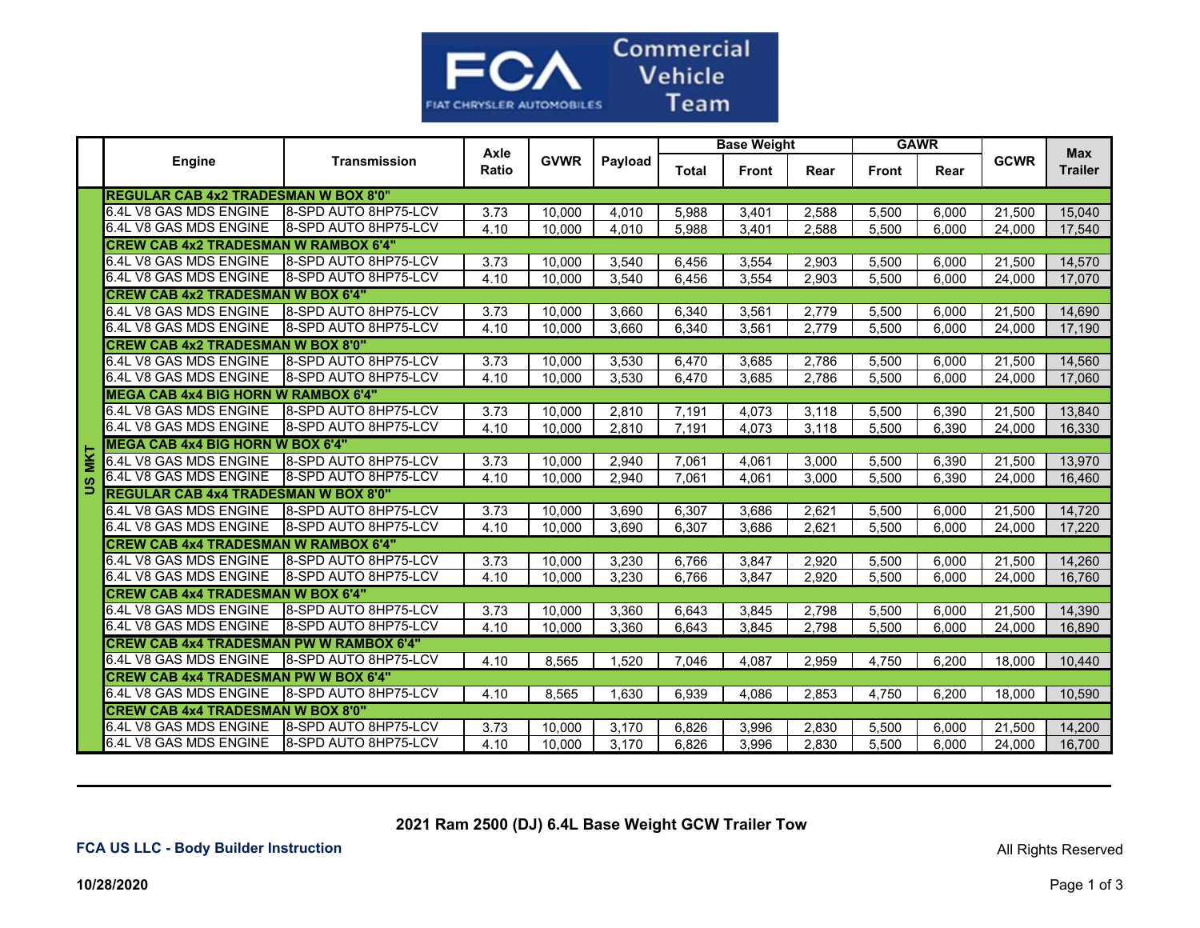FCA Commercial Vehicle Team

FIAT CHRYSLER AUTOMOBILES

| | Engine | Transmission | Axle Ratio | GVWR | Payload | Base Weight | | | GAWR | | GCWR | Max Trailer |
|---|---|---|---|---|---|---|---|---|---|---|---|---|
| | | | | | | Total | Front | Rear | Front | Rear | | |
| US MKT | **REGULAR CAB 4x2 TRADESMAN W BOX 8'0"** | | | | | | | | | | | |
| | 6.4L V8 GAS MDS ENGINE | 8-SPD AUTO 8HP75-LCV | 3.73 | 10,000 | 4,010 | 5,988 | 3,401 | 2,588 | 5,500 | 6,000 | 21,500 | 15,040 |
| | 6.4L V8 GAS MDS ENGINE | 8-SPD AUTO 8HP75-LCV | 4.10 | 10,000 | 4,010 | 5,988 | 3,401 | 2,588 | 5,500 | 6,000 | 24,000 | 17,540 |
| | **CREW CAB 4x2 TRADESMAN W RAMBOX 6'4"** | | | | | | | | | | | |
| | 6.4L V8 GAS MDS ENGINE | 8-SPD AUTO 8HP75-LCV | 3.73 | 10,000 | 3,540 | 6,456 | 3,554 | 2,903 | 5,500 | 6,000 | 21,500 | 14,570 |
| | 6.4L V8 GAS MDS ENGINE | 8-SPD AUTO 8HP75-LCV | 4.10 | 10,000 | 3,540 | 6,456 | 3,554 | 2,903 | 5,500 | 6,000 | 24,000 | 17,070 |
| | **CREW CAB 4x2 TRADESMAN W BOX 6'4"** | | | | | | | | | | | |
| | 6.4L V8 GAS MDS ENGINE | 8-SPD AUTO 8HP75-LCV | 3.73 | 10,000 | 3,660 | 6,340 | 3,561 | 2,779 | 5,500 | 6,000 | 21,500 | 14,690 |
| | 6.4L V8 GAS MDS ENGINE | 8-SPD AUTO 8HP75-LCV | 4.10 | 10,000 | 3,660 | 6,340 | 3,561 | 2,779 | 5,500 | 6,000 | 24,000 | 17,190 |
| | **CREW CAB 4x2 TRADESMAN W BOX 8'0"** | | | | | | | | | | | |
| | 6.4L V8 GAS MDS ENGINE | 8-SPD AUTO 8HP75-LCV | 3.73 | 10,000 | 3,530 | 6,470 | 3,685 | 2,786 | 5,500 | 6,000 | 21,500 | 14,560 |
| | 6.4L V8 GAS MDS ENGINE | 8-SPD AUTO 8HP75-LCV | 4.10 | 10,000 | 3,530 | 6,470 | 3,685 | 2,786 | 5,500 | 6,000 | 24,000 | 17,060 |
| | **MEGA CAB 4x4 BIG HORN W RAMBOX 6'4"** | | | | | | | | | | | |
| | 6.4L V8 GAS MDS ENGINE | 8-SPD AUTO 8HP75-LCV | 3.73 | 10,000 | 2,810 | 7,191 | 4,073 | 3,118 | 5,500 | 6,390 | 21,500 | 13,840 |
| | 6.4L V8 GAS MDS ENGINE | 8-SPD AUTO 8HP75-LCV | 4.10 | 10,000 | 2,810 | 7,191 | 4,073 | 3,118 | 5,500 | 6,390 | 24,000 | 16,330 |
| | **MEGA CAB 4x4 BIG HORN W BOX 6'4"** | | | | | | | | | | | |
| | 6.4L V8 GAS MDS ENGINE | 8-SPD AUTO 8HP75-LCV | 3.73 | 10,000 | 2,940 | 7,061 | 4,061 | 3,000 | 5,500 | 6,390 | 21,500 | 13,970 |
| | 6.4L V8 GAS MDS ENGINE | 8-SPD AUTO 8HP75-LCV | 4.10 | 10,000 | 2,940 | 7,061 | 4,061 | 3,000 | 5,500 | 6,390 | 24,000 | 16,460 |
| | **REGULAR CAB 4x4 TRADESMAN W BOX 8'0"** | | | | | | | | | | | |
| | 6.4L V8 GAS MDS ENGINE | 8-SPD AUTO 8HP75-LCV | 3.73 | 10,000 | 3,690 | 6,307 | 3,686 | 2,621 | 5,500 | 6,000 | 21,500 | 14,720 |
| | 6.4L V8 GAS MDS ENGINE | 8-SPD AUTO 8HP75-LCV | 4.10 | 10,000 | 3,690 | 6,307 | 3,686 | 2,621 | 5,500 | 6,000 | 24,000 | 17,220 |
| | **CREW CAB 4x4 TRADESMAN W RAMBOX 6'4"** | | | | | | | | | | | |
| | 6.4L V8 GAS MDS ENGINE | 8-SPD AUTO 8HP75-LCV | 3.73 | 10,000 | 3,230 | 6,766 | 3,847 | 2,920 | 5,500 | 6,000 | 21,500 | 14,260 |
| | 6.4L V8 GAS MDS ENGINE | 8-SPD AUTO 8HP75-LCV | 4.10 | 10,000 | 3,230 | 6,766 | 3,847 | 2,920 | 5,500 | 6,000 | 24,000 | 16,760 |
| | **CREW CAB 4x4 TRADESMAN W BOX 6'4"** | | | | | | | | | | | |
| | 6.4L V8 GAS MDS ENGINE | 8-SPD AUTO 8HP75-LCV | 3.73 | 10,000 | 3,360 | 6,643 | 3,845 | 2,798 | 5,500 | 6,000 | 21,500 | 14,390 |
| | 6.4L V8 GAS MDS ENGINE | 8-SPD AUTO 8HP75-LCV | 4.10 | 10,000 | 3,360 | 6,643 | 3,845 | 2,798 | 5,500 | 6,000 | 24,000 | 16,890 |
| | **CREW CAB 4x4 TRADESMAN PW W RAMBOX 6'4"** | | | | | | | | | | | |
| | 6.4L V8 GAS MDS ENGINE | 8-SPD AUTO 8HP75-LCV | 4.10 | 8,565 | 1,520 | 7,046 | 4,087 | 2,959 | 4,750 | 6,200 | 18,000 | 10,440 |
| | **CREW CAB 4x4 TRADESMAN PW W BOX 6'4"** | | | | | | | | | | | |
| | 6.4L V8 GAS MDS ENGINE | 8-SPD AUTO 8HP75-LCV | 4.10 | 8,565 | 1,630 | 6,939 | 4,086 | 2,853 | 4,750 | 6,200 | 18,000 | 10,590 |
| | **CREW CAB 4x4 TRADESMAN W BOX 8'0"** | | | | | | | | | | | |
| | 6.4L V8 GAS MDS ENGINE | 8-SPD AUTO 8HP75-LCV | 3.73 | 10,000 | 3,170 | 6,826 | 3,996 | 2,830 | 5,500 | 6,000 | 21,500 | 14,200 |
| | 6.4L V8 GAS MDS ENGINE | 8-SPD AUTO 8HP75-LCV | 4.10 | 10,000 | 3,170 | 6,826 | 3,996 | 2,830 | 5,500 | 6,000 | 24,000 | 16,700 |

**2021 Ram 2500 (DJ) 6.4L Base Weight GCW Trailer Tow**

**FCA US LLC - Body Builder Instruction**

All Rights Reserved

**10/28/2020**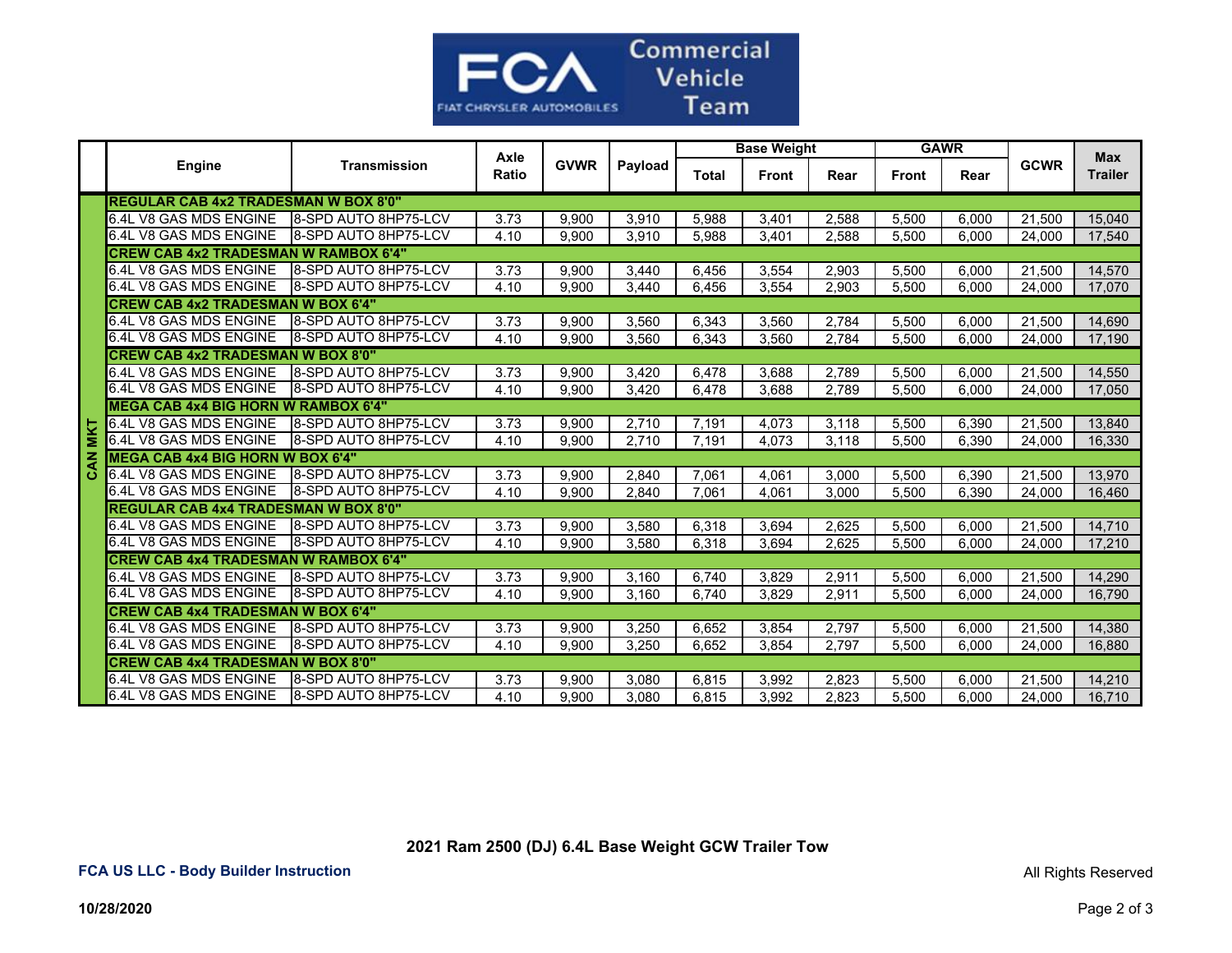FCA Commercial Vehicle Team

| | Engine | Transmission | Axle Ratio | GVWR | Payload | Base Weight | | | GAWR | | GCWR | Max Trailer |
|---|---|---|---|---|---|---|---|---|---|---|---|---|
| | | | | | | Total | Front | Rear | Front | Rear | | |
| CAN MKT | **REGULAR CAB 4x2 TRADESMAN W BOX 8'0"** | | | | | | | | | | | |
| | 6.4L V8 GAS MDS ENGINE | 8-SPD AUTO 8HP75-LCV | 3.73 | 9,900 | 3,910 | 5,988 | 3,401 | 2,588 | 5,500 | 6,000 | 21,500 | 15,040 |
| | 6.4L V8 GAS MDS ENGINE | 8-SPD AUTO 8HP75-LCV | 4.10 | 9,900 | 3,910 | 5,988 | 3,401 | 2,588 | 5,500 | 6,000 | 24,000 | 17,540 |
| | **CREW CAB 4x2 TRADESMAN W RAMBOX 6'4"** | | | | | | | | | | | |
| | 6.4L V8 GAS MDS ENGINE | 8-SPD AUTO 8HP75-LCV | 3.73 | 9,900 | 3,440 | 6,456 | 3,554 | 2,903 | 5,500 | 6,000 | 21,500 | 14,570 |
| | 6.4L V8 GAS MDS ENGINE | 8-SPD AUTO 8HP75-LCV | 4.10 | 9,900 | 3,440 | 6,456 | 3,554 | 2,903 | 5,500 | 6,000 | 24,000 | 17,070 |
| | **CREW CAB 4x2 TRADESMAN W BOX 6'4"** | | | | | | | | | | | |
| | 6.4L V8 GAS MDS ENGINE | 8-SPD AUTO 8HP75-LCV | 3.73 | 9,900 | 3,560 | 6,343 | 3,560 | 2,784 | 5,500 | 6,000 | 21,500 | 14,690 |
| | 6.4L V8 GAS MDS ENGINE | 8-SPD AUTO 8HP75-LCV | 4.10 | 9,900 | 3,560 | 6,343 | 3,560 | 2,784 | 5,500 | 6,000 | 24,000 | 17,190 |
| | **CREW CAB 4x2 TRADESMAN W BOX 8'0"** | | | | | | | | | | | |
| | 6.4L V8 GAS MDS ENGINE | 8-SPD AUTO 8HP75-LCV | 3.73 | 9,900 | 3,420 | 6,478 | 3,688 | 2,789 | 5,500 | 6,000 | 21,500 | 14,550 |
| | 6.4L V8 GAS MDS ENGINE | 8-SPD AUTO 8HP75-LCV | 4.10 | 9,900 | 3,420 | 6,478 | 3,688 | 2,789 | 5,500 | 6,000 | 24,000 | 17,050 |
| | **MEGA CAB 4x4 BIG HORN W RAMBOX 6'4"** | | | | | | | | | | | |
| | 6.4L V8 GAS MDS ENGINE | 8-SPD AUTO 8HP75-LCV | 3.73 | 9,900 | 2,710 | 7,191 | 4,073 | 3,118 | 5,500 | 6,390 | 21,500 | 13,840 |
| | 6.4L V8 GAS MDS ENGINE | 8-SPD AUTO 8HP75-LCV | 4.10 | 9,900 | 2,710 | 7,191 | 4,073 | 3,118 | 5,500 | 6,390 | 24,000 | 16,330 |
| | **MEGA CAB 4x4 BIG HORN W BOX 6'4"** | | | | | | | | | | | |
| | 6.4L V8 GAS MDS ENGINE | 8-SPD AUTO 8HP75-LCV | 3.73 | 9,900 | 2,840 | 7,061 | 4,061 | 3,000 | 5,500 | 6,390 | 21,500 | 13,970 |
| | 6.4L V8 GAS MDS ENGINE | 8-SPD AUTO 8HP75-LCV | 4.10 | 9,900 | 2,840 | 7,061 | 4,061 | 3,000 | 5,500 | 6,390 | 24,000 | 16,460 |
| | **REGULAR CAB 4x4 TRADESMAN W BOX 8'0"** | | | | | | | | | | | |
| | 6.4L V8 GAS MDS ENGINE | 8-SPD AUTO 8HP75-LCV | 3.73 | 9,900 | 3,580 | 6,318 | 3,694 | 2,625 | 5,500 | 6,000 | 21,500 | 14,710 |
| | 6.4L V8 GAS MDS ENGINE | 8-SPD AUTO 8HP75-LCV | 4.10 | 9,900 | 3,580 | 6,318 | 3,694 | 2,625 | 5,500 | 6,000 | 24,000 | 17,210 |
| | **CREW CAB 4x4 TRADESMAN W RAMBOX 6'4"** | | | | | | | | | | | |
| | 6.4L V8 GAS MDS ENGINE | 8-SPD AUTO 8HP75-LCV | 3.73 | 9,900 | 3,160 | 6,740 | 3,829 | 2,911 | 5,500 | 6,000 | 21,500 | 14,290 |
| | 6.4L V8 GAS MDS ENGINE | 8-SPD AUTO 8HP75-LCV | 4.10 | 9,900 | 3,160 | 6,740 | 3,829 | 2,911 | 5,500 | 6,000 | 24,000 | 16,790 |
| | **CREW CAB 4x4 TRADESMAN W BOX 6'4"** | | | | | | | | | | | |
| | 6.4L V8 GAS MDS ENGINE | 8-SPD AUTO 8HP75-LCV | 3.73 | 9,900 | 3,250 | 6,652 | 3,854 | 2,797 | 5,500 | 6,000 | 21,500 | 14,380 |
| | 6.4L V8 GAS MDS ENGINE | 8-SPD AUTO 8HP75-LCV | 4.10 | 9,900 | 3,250 | 6,652 | 3,854 | 2,797 | 5,500 | 6,000 | 24,000 | 16,880 |
| | **CREW CAB 4x4 TRADESMAN W BOX 8'0"** | | | | | | | | | | | |
| | 6.4L V8 GAS MDS ENGINE | 8-SPD AUTO 8HP75-LCV | 3.73 | 9,900 | 3,080 | 6,815 | 3,992 | 2,823 | 5,500 | 6,000 | 21,500 | 14,210 |
| | 6.4L V8 GAS MDS ENGINE | 8-SPD AUTO 8HP75-LCV | 4.10 | 9,900 | 3,080 | 6,815 | 3,992 | 2,823 | 5,500 | 6,000 | 24,000 | 16,710 |

**2021 Ram 2500 (DJ) 6.4L Base Weight GCW Trailer Tow**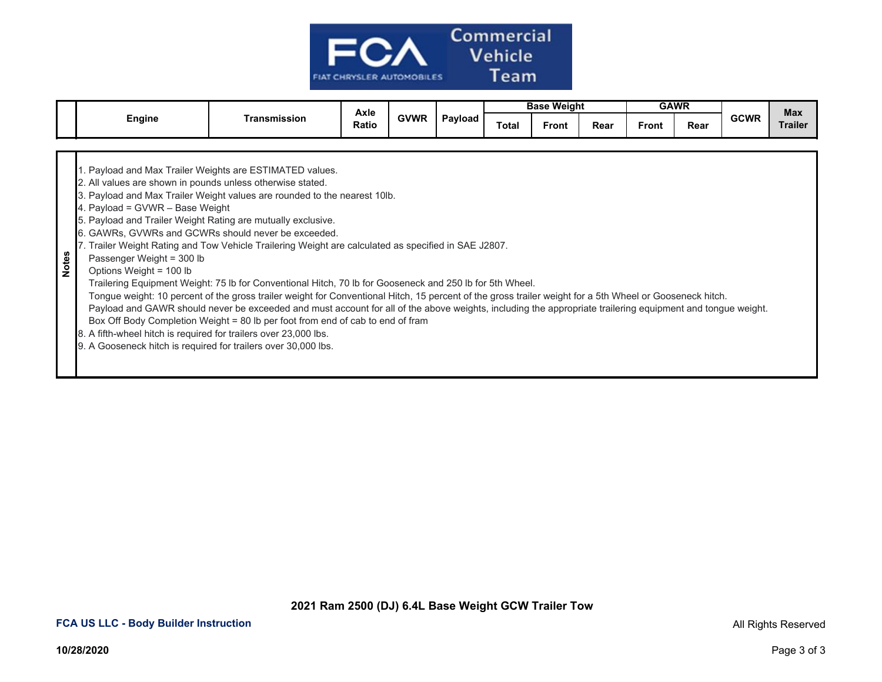| | Engine | Transmission | Axle Ratio | GVWR | Payload | Base Weight | | | GAWR | | GCWR | Max Trailer |
|---|---|---|---|---|---|---|---|---|---|---|---|---|
| | | | | | | Total | Front | Rear | Front | Rear | | |

**Notes**

1. Payload and Max Trailer Weights are ESTIMATED values.
2. All values are shown in pounds unless otherwise stated.
3. Payload and Max Trailer Weight values are rounded to the nearest 10lb.
4. Payload = GVWR – Base Weight
5. Payload and Trailer Weight Rating are mutually exclusive.
6. GAWRs, GVWRs and GCWRs should never be exceeded.
7. Trailer Weight Rating and Tow Vehicle Trailering Weight are calculated as specified in SAE J2807.
   Passenger Weight = 300 lb
   Options Weight = 100 lb
   Trailering Equipment Weight: 75 lb for Conventional Hitch, 70 lb for Gooseneck and 250 lb for 5th Wheel.
   Tongue weight: 10 percent of the gross trailer weight for Conventional Hitch, 15 percent of the gross trailer weight for a 5th Wheel or Gooseneck hitch.
   Payload and GAWR should never be exceeded and must account for all of the above weights, including the appropriate trailering equipment and tongue weight.
   Box Off Body Completion Weight = 80 lb per foot from end of cab to end of fram
8. A fifth-wheel hitch is required for trailers over 23,000 lbs.
9. A Gooseneck hitch is required for trailers over 30,000 lbs.

**2021 Ram 2500 (DJ) 6.4L Base Weight GCW Trailer Tow**